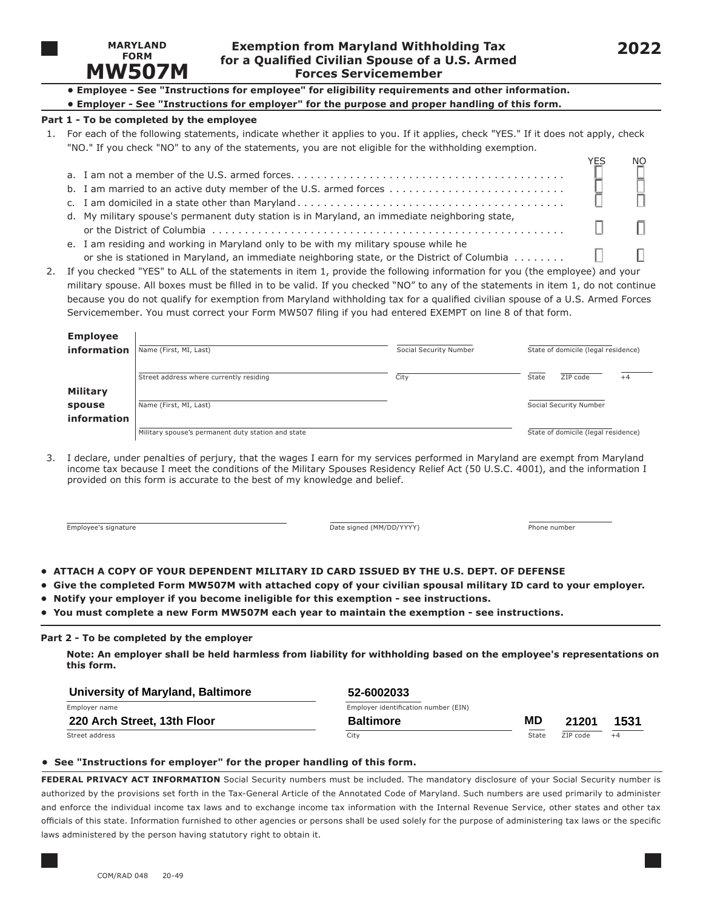**MARYLAND FORM**

# MW507M

## Exemption from Maryland Withholding Tax for a Qualified Civilian Spouse of a U.S. Armed Forces Servicemember

**2022**

- **Employee - See "Instructions for employee" for eligibility requirements and other information.**
- **Employer - See "Instructions for employer" for the purpose and proper handling of this form.**

### Part 1 - To be completed by the employee

1. For each of the following statements, indicate whether it applies to you. If it applies, check "YES." If it does not apply, check "NO." If you check "NO" to any of the statements, you are not eligible for the withholding exemption.

| | YES | NO |
|---|---|---|
| a. I am not a member of the U.S. armed forces. | ☐ | ☐ |
| b. I am married to an active duty member of the U.S. armed forces | ☐ | ☐ |
| c. I am domiciled in a state other than Maryland | ☐ | ☐ |
| d. My military spouse's permanent duty station is in Maryland, an immediate neighboring state, or the District of Columbia | ☐ | ☐ |
| e. I am residing and working in Maryland only to be with my military spouse while he or she is stationed in Maryland, an immediate neighboring state, or the District of Columbia | ☐ | ☐ |

2. If you checked "YES" to ALL of the statements in item 1, provide the following information for you (the employee) and your military spouse. All boxes must be filled in to be valid. If you checked "NO" to any of the statements in item 1, do not continue because you do not qualify for exemption from Maryland withholding tax for a qualified civilian spouse of a U.S. Armed Forces Servicemember. You must correct your Form MW507 filing if you had entered EXEMPT on line 8 of that form.

**Employee information**

Name (First, MI, Last) ____________ Social Security Number ____________ State of domicile (legal residence) ____________

Street address where currently residing ____________ City ____________ State ____ ZIP code ____ +4 ____

**Military spouse information**

Name (First, MI, Last) ____________ Social Security Number ____________

Military spouse's permanent duty station and state ____________ State of domicile (legal residence) ____________

3. I declare, under penalties of perjury, that the wages I earn for my services performed in Maryland are exempt from Maryland income tax because I meet the conditions of the Military Spouses Residency Relief Act (50 U.S.C. 4001), and the information I provided on this form is accurate to the best of my knowledge and belief.

Employee's signature ____________ Date signed (MM/DD/YYYY) ____________ Phone number ____________

- **ATTACH A COPY OF YOUR DEPENDENT MILITARY ID CARD ISSUED BY THE U.S. DEPT. OF DEFENSE**
- **Give the completed Form MW507M with attached copy of your civilian spousal military ID card to your employer.**
- **Notify your employer if you become ineligible for this exemption - see instructions.**
- **You must complete a new Form MW507M each year to maintain the exemption - see instructions.**

### Part 2 - To be completed by the employer

**Note: An employer shall be held harmless from liability for withholding based on the employee's representations on this form.**

Employer name: **University of Maryland, Baltimore**

Employer identification number (EIN): **52-6002033**

Street address: **220 Arch Street, 13th Floor**

City: **Baltimore** State: **MD** ZIP code: **21201** +4: **1531**

- **See "Instructions for employer" for the proper handling of this form.**

**FEDERAL PRIVACY ACT INFORMATION** Social Security numbers must be included. The mandatory disclosure of your Social Security number is authorized by the provisions set forth in the Tax-General Article of the Annotated Code of Maryland. Such numbers are used primarily to administer and enforce the individual income tax laws and to exchange income tax information with the Internal Revenue Service, other states and other tax officials of this state. Information furnished to other agencies or persons shall be used solely for the purpose of administering tax laws or the specific laws administered by the person having statutory right to obtain it.

COM/RAD 048 20-49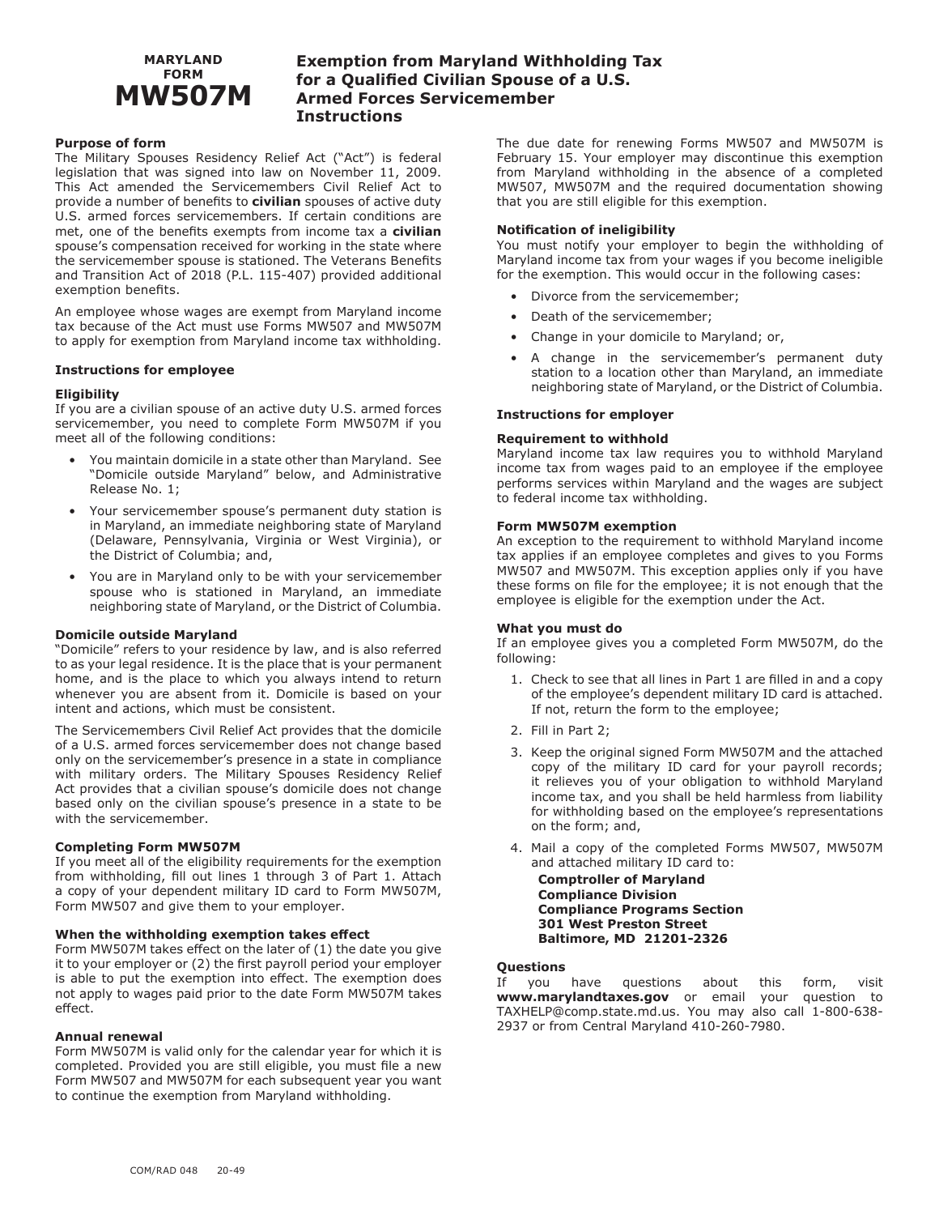**MARYLAND FORM MW507M**

# Exemption from Maryland Withholding Tax for a Qualified Civilian Spouse of a U.S. Armed Forces Servicemember Instructions

### Purpose of form

The Military Spouses Residency Relief Act ("Act") is federal legislation that was signed into law on November 11, 2009. This Act amended the Servicemembers Civil Relief Act to provide a number of benefits to **civilian** spouses of active duty U.S. armed forces servicemembers. If certain conditions are met, one of the benefits exempts from income tax a **civilian** spouse's compensation received for working in the state where the servicemember spouse is stationed. The Veterans Benefits and Transition Act of 2018 (P.L. 115-407) provided additional exemption benefits.

An employee whose wages are exempt from Maryland income tax because of the Act must use Forms MW507 and MW507M to apply for exemption from Maryland income tax withholding.

### Instructions for employee

#### Eligibility

If you are a civilian spouse of an active duty U.S. armed forces servicemember, you need to complete Form MW507M if you meet all of the following conditions:

- You maintain domicile in a state other than Maryland. See "Domicile outside Maryland" below, and Administrative Release No. 1;
- Your servicemember spouse's permanent duty station is in Maryland, an immediate neighboring state of Maryland (Delaware, Pennsylvania, Virginia or West Virginia), or the District of Columbia; and,
- You are in Maryland only to be with your servicemember spouse who is stationed in Maryland, an immediate neighboring state of Maryland, or the District of Columbia.

#### Domicile outside Maryland

"Domicile" refers to your residence by law, and is also referred to as your legal residence. It is the place that is your permanent home, and is the place to which you always intend to return whenever you are absent from it. Domicile is based on your intent and actions, which must be consistent.

The Servicemembers Civil Relief Act provides that the domicile of a U.S. armed forces servicemember does not change based only on the servicemember's presence in a state in compliance with military orders. The Military Spouses Residency Relief Act provides that a civilian spouse's domicile does not change based only on the civilian spouse's presence in a state to be with the servicemember.

#### Completing Form MW507M

If you meet all of the eligibility requirements for the exemption from withholding, fill out lines 1 through 3 of Part 1. Attach a copy of your dependent military ID card to Form MW507M, Form MW507 and give them to your employer.

#### When the withholding exemption takes effect

Form MW507M takes effect on the later of (1) the date you give it to your employer or (2) the first payroll period your employer is able to put the exemption into effect. The exemption does not apply to wages paid prior to the date Form MW507M takes effect.

#### Annual renewal

Form MW507M is valid only for the calendar year for which it is completed. Provided you are still eligible, you must file a new Form MW507 and MW507M for each subsequent year you want to continue the exemption from Maryland withholding.

The due date for renewing Forms MW507 and MW507M is February 15. Your employer may discontinue this exemption from Maryland withholding in the absence of a completed MW507, MW507M and the required documentation showing that you are still eligible for this exemption.

#### Notification of ineligibility

You must notify your employer to begin the withholding of Maryland income tax from your wages if you become ineligible for the exemption. This would occur in the following cases:

- Divorce from the servicemember;
- Death of the servicemember;
- Change in your domicile to Maryland; or,
- A change in the servicemember's permanent duty station to a location other than Maryland, an immediate neighboring state of Maryland, or the District of Columbia.

### Instructions for employer

#### Requirement to withhold

Maryland income tax law requires you to withhold Maryland income tax from wages paid to an employee if the employee performs services within Maryland and the wages are subject to federal income tax withholding.

#### Form MW507M exemption

An exception to the requirement to withhold Maryland income tax applies if an employee completes and gives to you Forms MW507 and MW507M. This exception applies only if you have these forms on file for the employee; it is not enough that the employee is eligible for the exemption under the Act.

#### What you must do

If an employee gives you a completed Form MW507M, do the following:

1. Check to see that all lines in Part 1 are filled in and a copy of the employee's dependent military ID card is attached. If not, return the form to the employee;
2. Fill in Part 2;
3. Keep the original signed Form MW507M and the attached copy of the military ID card for your payroll records; it relieves you of your obligation to withhold Maryland income tax, and you shall be held harmless from liability for withholding based on the employee's representations on the form; and,
4. Mail a copy of the completed Forms MW507, MW507M and attached military ID card to:

   **Comptroller of Maryland**
   **Compliance Division**
   **Compliance Programs Section**
   **301 West Preston Street**
   **Baltimore, MD 21201-2326**

#### Questions

If you have questions about this form, visit **www.marylandtaxes.gov** or email your question to TAXHELP@comp.state.md.us. You may also call 1-800-638-2937 or from Central Maryland 410-260-7980.

COM/RAD 048 20-49